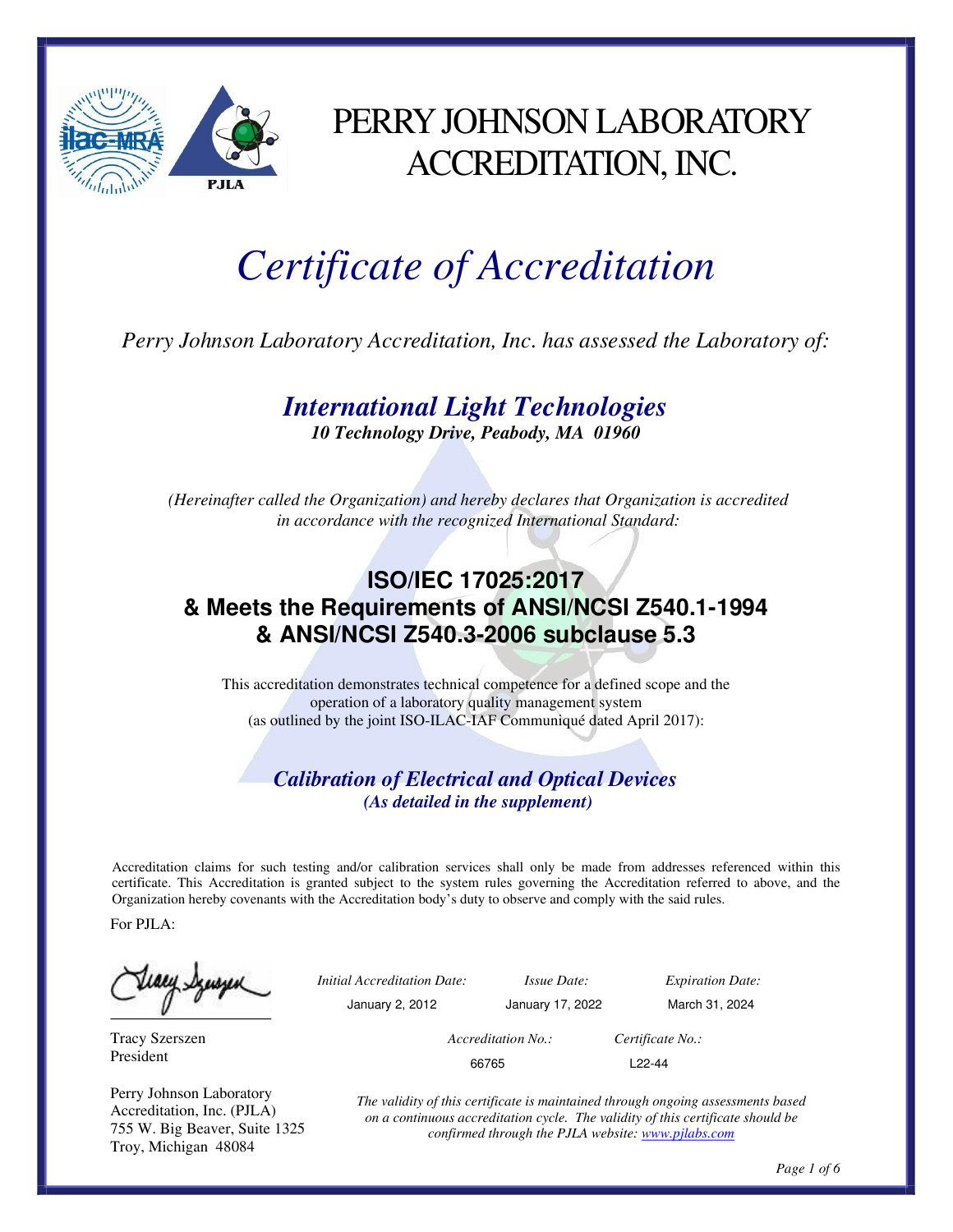# PERRY JOHNSON LABORATORY ACCREDITATION, INC.

# *Certificate of Accreditation*

*Perry Johnson Laboratory Accreditation, Inc. has assessed the Laboratory of:*

## ***International Light Technologies***

***10 Technology Drive, Peabody, MA 01960***

*(Hereinafter called the Organization) and hereby declares that Organization is accredited in accordance with the recognized International Standard:*

## **ISO/IEC 17025:2017**
## **& Meets the Requirements of ANSI/NCSI Z540.1-1994**
## **& ANSI/NCSI Z540.3-2006 subclause 5.3**

This accreditation demonstrates technical competence for a defined scope and the operation of a laboratory quality management system (as outlined by the joint ISO-ILAC-IAF Communiqué dated April 2017):

### ***Calibration of Electrical and Optical Devices***

***(As detailed in the supplement)***

Accreditation claims for such testing and/or calibration services shall only be made from addresses referenced within this certificate. This Accreditation is granted subject to the system rules governing the Accreditation referred to above, and the Organization hereby covenants with the Accreditation body's duty to observe and comply with the said rules.

For PJLA:

Tracy Szerszen
President

Perry Johnson Laboratory Accreditation, Inc. (PJLA)
755 W. Big Beaver, Suite 1325
Troy, Michigan 48084

| *Initial Accreditation Date:* | *Issue Date:* | *Expiration Date:* |
|---|---|---|
| January 2, 2012 | January 17, 2022 | March 31, 2024 |

| *Accreditation No.:* | *Certificate No.:* |
|---|---|
| 66765 | L22-44 |

*The validity of this certificate is maintained through ongoing assessments based on a continuous accreditation cycle. The validity of this certificate should be confirmed through the PJLA website: www.pjlabs.com*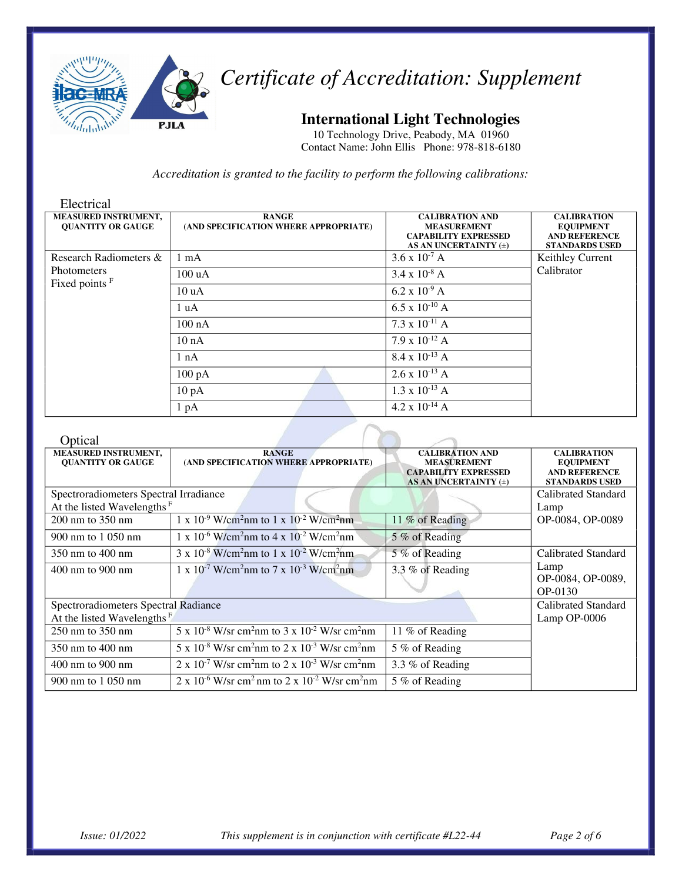# *Certificate of Accreditation: Supplement*

## International Light Technologies

10 Technology Drive, Peabody, MA 01960
Contact Name: John Ellis Phone: 978-818-6180

*Accreditation is granted to the facility to perform the following calibrations:*

### Electrical

| MEASURED INSTRUMENT, QUANTITY OR GAUGE | RANGE (AND SPECIFICATION WHERE APPROPRIATE) | CALIBRATION AND MEASUREMENT CAPABILITY EXPRESSED AS AN UNCERTAINTY (±) | CALIBRATION EQUIPMENT AND REFERENCE STANDARDS USED |
|---|---|---|---|
| Research Radiometers & Photometers Fixed points [F] | 1 mA | $3.6 \times 10^{-7}$ A | Keithley Current Calibrator |
| | 100 uA | $3.4 \times 10^{-8}$ A | |
| | 10 uA | $6.2 \times 10^{-9}$ A | |
| | 1 uA | $6.5 \times 10^{-10}$ A | |
| | 100 nA | $7.3 \times 10^{-11}$ A | |
| | 10 nA | $7.9 \times 10^{-12}$ A | |
| | 1 nA | $8.4 \times 10^{-13}$ A | |
| | 100 pA | $2.6 \times 10^{-13}$ A | |
| | 10 pA | $1.3 \times 10^{-13}$ A | |
| | 1 pA | $4.2 \times 10^{-14}$ A | |

### Optical

| MEASURED INSTRUMENT, QUANTITY OR GAUGE | RANGE (AND SPECIFICATION WHERE APPROPRIATE) | CALIBRATION AND MEASUREMENT CAPABILITY EXPRESSED AS AN UNCERTAINTY (±) | CALIBRATION EQUIPMENT AND REFERENCE STANDARDS USED |
|---|---|---|---|
| Spectroradiometers Spectral Irradiance At the listed Wavelengths [F] | | | Calibrated Standard Lamp OP-0084, OP-0089 |
| 200 nm to 350 nm | $1 \times 10^{-9}$ W/cm$^2$nm to $1 \times 10^{-2}$ W/cm$^2$nm | 11 % of Reading | |
| 900 nm to 1 050 nm | $1 \times 10^{-6}$ W/cm$^2$nm to $4 \times 10^{-2}$ W/cm$^2$nm | 5 % of Reading | |
| 350 nm to 400 nm | $3 \times 10^{-8}$ W/cm$^2$nm to $1 \times 10^{-2}$ W/cm$^2$nm | 5 % of Reading | Calibrated Standard Lamp OP-0084, OP-0089, OP-0130 |
| 400 nm to 900 nm | $1 \times 10^{-7}$ W/cm$^2$nm to $7 \times 10^{-3}$ W/cm$^2$nm | 3.3 % of Reading | |
| Spectroradiometers Spectral Radiance At the listed Wavelengths [F] | | | Calibrated Standard Lamp OP-0006 |
| 250 nm to 350 nm | $5 \times 10^{-8}$ W/sr cm$^2$nm to $3 \times 10^{-2}$ W/sr cm$^2$nm | 11 % of Reading | |
| 350 nm to 400 nm | $5 \times 10^{-8}$ W/sr cm$^2$nm to $2 \times 10^{-3}$ W/sr cm$^2$nm | 5 % of Reading | |
| 400 nm to 900 nm | $2 \times 10^{-7}$ W/sr cm$^2$nm to $2 \times 10^{-3}$ W/sr cm$^2$nm | 3.3 % of Reading | |
| 900 nm to 1 050 nm | $2 \times 10^{-6}$ W/sr cm$^2$ nm to $2 \times 10^{-2}$ W/sr cm$^2$nm | 5 % of Reading | |

*Issue: 01/2022* *This supplement is in conjunction with certificate #L22-44*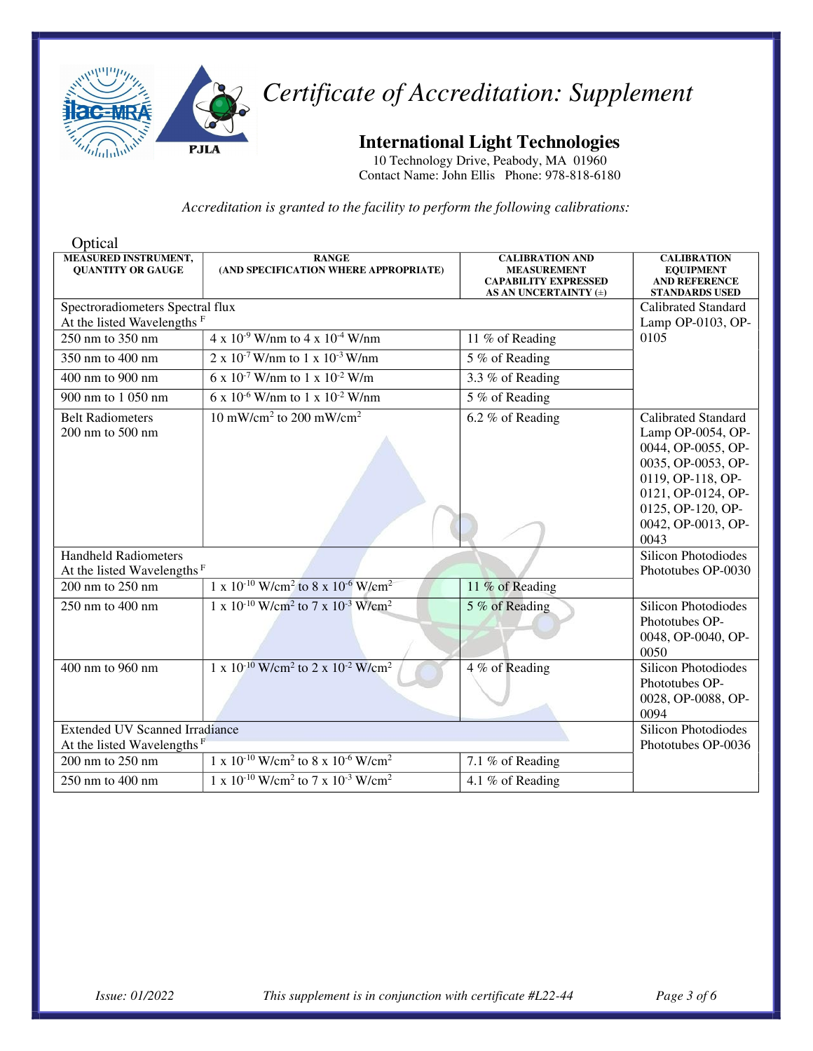# *Certificate of Accreditation: Supplement*

## International Light Technologies

10 Technology Drive, Peabody, MA 01960
Contact Name: John Ellis Phone: 978-818-6180

*Accreditation is granted to the facility to perform the following calibrations:*

Optical

| MEASURED INSTRUMENT, QUANTITY OR GAUGE | RANGE (AND SPECIFICATION WHERE APPROPRIATE) | CALIBRATION AND MEASUREMENT CAPABILITY EXPRESSED AS AN UNCERTAINTY (±) | CALIBRATION EQUIPMENT AND REFERENCE STANDARDS USED |
|---|---|---|---|
| Spectroradiometers Spectral flux At the listed Wavelengths F | | | Calibrated Standard Lamp OP-0103, OP-0105 |
| 250 nm to 350 nm | $4 \times 10^{-9}$ W/nm to $4 \times 10^{-4}$ W/nm | 11 % of Reading | |
| 350 nm to 400 nm | $2 \times 10^{-7}$ W/nm to $1 \times 10^{-3}$ W/nm | 5 % of Reading | |
| 400 nm to 900 nm | $6 \times 10^{-7}$ W/nm to $1 \times 10^{-2}$ W/m | 3.3 % of Reading | |
| 900 nm to 1 050 nm | $6 \times 10^{-6}$ W/nm to $1 \times 10^{-2}$ W/nm | 5 % of Reading | |
| Belt Radiometers 200 nm to 500 nm | 10 mW/cm$^2$ to 200 mW/cm$^2$ | 6.2 % of Reading | Calibrated Standard Lamp OP-0054, OP-0044, OP-0055, OP-0035, OP-0053, OP-0119, OP-118, OP-0121, OP-0124, OP-0125, OP-120, OP-0042, OP-0013, OP-0043 |
| Handheld Radiometers At the listed Wavelengths F | | | Silicon Photodiodes Phototubes OP-0030 |
| 200 nm to 250 nm | $1 \times 10^{-10}$ W/cm$^2$ to $8 \times 10^{-6}$ W/cm$^2$ | 11 % of Reading | |
| 250 nm to 400 nm | $1 \times 10^{-10}$ W/cm$^2$ to $7 \times 10^{-3}$ W/cm$^2$ | 5 % of Reading | Silicon Photodiodes Phototubes OP-0048, OP-0040, OP-0050 |
| 400 nm to 960 nm | $1 \times 10^{-10}$ W/cm$^2$ to $2 \times 10^{-2}$ W/cm$^2$ | 4 % of Reading | Silicon Photodiodes Phototubes OP-0028, OP-0088, OP-0094 |
| Extended UV Scanned Irradiance At the listed Wavelengths F | | | Silicon Photodiodes Phototubes OP-0036 |
| 200 nm to 250 nm | $1 \times 10^{-10}$ W/cm$^2$ to $8 \times 10^{-6}$ W/cm$^2$ | 7.1 % of Reading | |
| 250 nm to 400 nm | $1 \times 10^{-10}$ W/cm$^2$ to $7 \times 10^{-3}$ W/cm$^2$ | 4.1 % of Reading | |

*Issue: 01/2022* *This supplement is in conjunction with certificate #L22-44*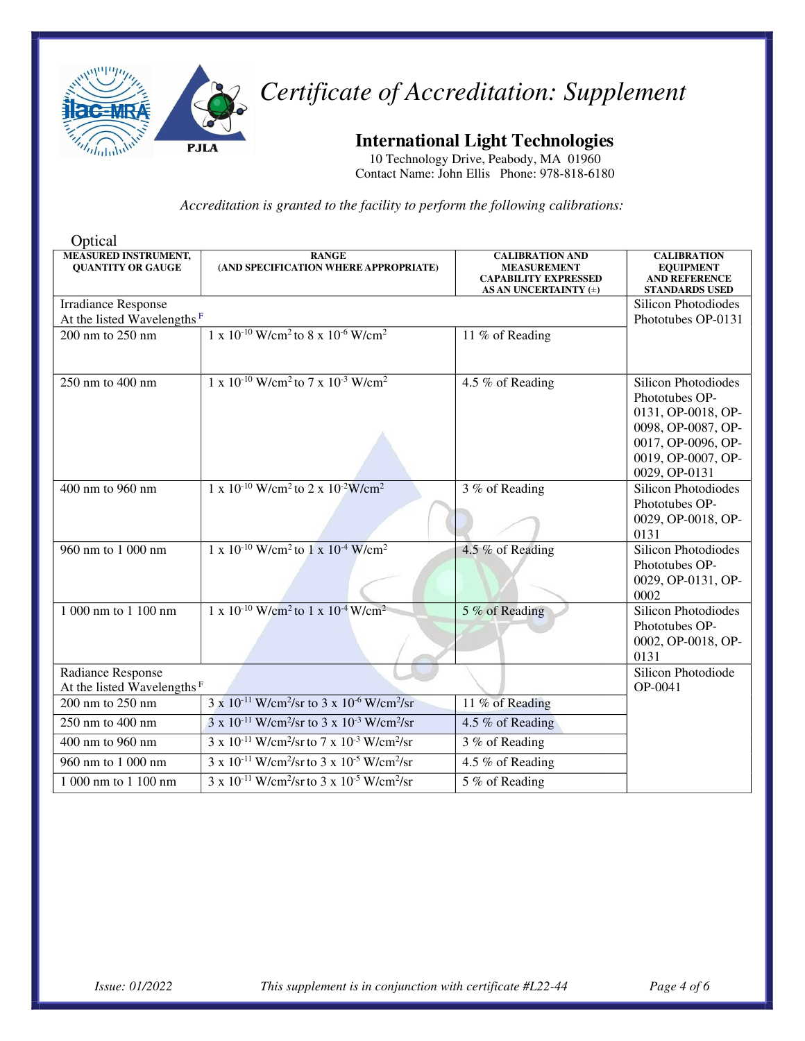# *Certificate of Accreditation: Supplement*

## International Light Technologies

10 Technology Drive, Peabody, MA 01960
Contact Name: John Ellis Phone: 978-818-6180

*Accreditation is granted to the facility to perform the following calibrations:*

### Optical

| MEASURED INSTRUMENT, QUANTITY OR GAUGE | RANGE (AND SPECIFICATION WHERE APPROPRIATE) | CALIBRATION AND MEASUREMENT CAPABILITY EXPRESSED AS AN UNCERTAINTY (±) | CALIBRATION EQUIPMENT AND REFERENCE STANDARDS USED |
|---|---|---|---|
| Irradiance Response At the listed Wavelengths [F] | | | Silicon Photodiodes Phototubes OP-0131 |
| 200 nm to 250 nm | $1 \times 10^{-10}$ W/cm$^2$ to $8 \times 10^{-6}$ W/cm$^2$ | 11 % of Reading | |
| 250 nm to 400 nm | $1 \times 10^{-10}$ W/cm$^2$ to $7 \times 10^{-3}$ W/cm$^2$ | 4.5 % of Reading | Silicon Photodiodes Phototubes OP-0131, OP-0018, OP-0098, OP-0087, OP-0017, OP-0096, OP-0019, OP-0007, OP-0029, OP-0131 |
| 400 nm to 960 nm | $1 \times 10^{-10}$ W/cm$^2$ to $2 \times 10^{-2}$ W/cm$^2$ | 3 % of Reading | Silicon Photodiodes Phototubes OP-0029, OP-0018, OP-0131 |
| 960 nm to 1 000 nm | $1 \times 10^{-10}$ W/cm$^2$ to $1 \times 10^{-4}$ W/cm$^2$ | 4.5 % of Reading | Silicon Photodiodes Phototubes OP-0029, OP-0131, OP-0002 |
| 1 000 nm to 1 100 nm | $1 \times 10^{-10}$ W/cm$^2$ to $1 \times 10^{-4}$ W/cm$^2$ | 5 % of Reading | Silicon Photodiodes Phototubes OP-0002, OP-0018, OP-0131 |
| Radiance Response At the listed Wavelengths [F] | | | Silicon Photodiode OP-0041 |
| 200 nm to 250 nm | $3 \times 10^{-11}$ W/cm$^2$/sr to $3 \times 10^{-6}$ W/cm$^2$/sr | 11 % of Reading | |
| 250 nm to 400 nm | $3 \times 10^{-11}$ W/cm$^2$/sr to $3 \times 10^{-3}$ W/cm$^2$/sr | 4.5 % of Reading | |
| 400 nm to 960 nm | $3 \times 10^{-11}$ W/cm$^2$/sr to $7 \times 10^{-3}$ W/cm$^2$/sr | 3 % of Reading | |
| 960 nm to 1 000 nm | $3 \times 10^{-11}$ W/cm$^2$/sr to $3 \times 10^{-5}$ W/cm$^2$/sr | 4.5 % of Reading | |
| 1 000 nm to 1 100 nm | $3 \times 10^{-11}$ W/cm$^2$/sr to $3 \times 10^{-5}$ W/cm$^2$/sr | 5 % of Reading | |

*Issue: 01/2022* *This supplement is in conjunction with certificate #L22-44*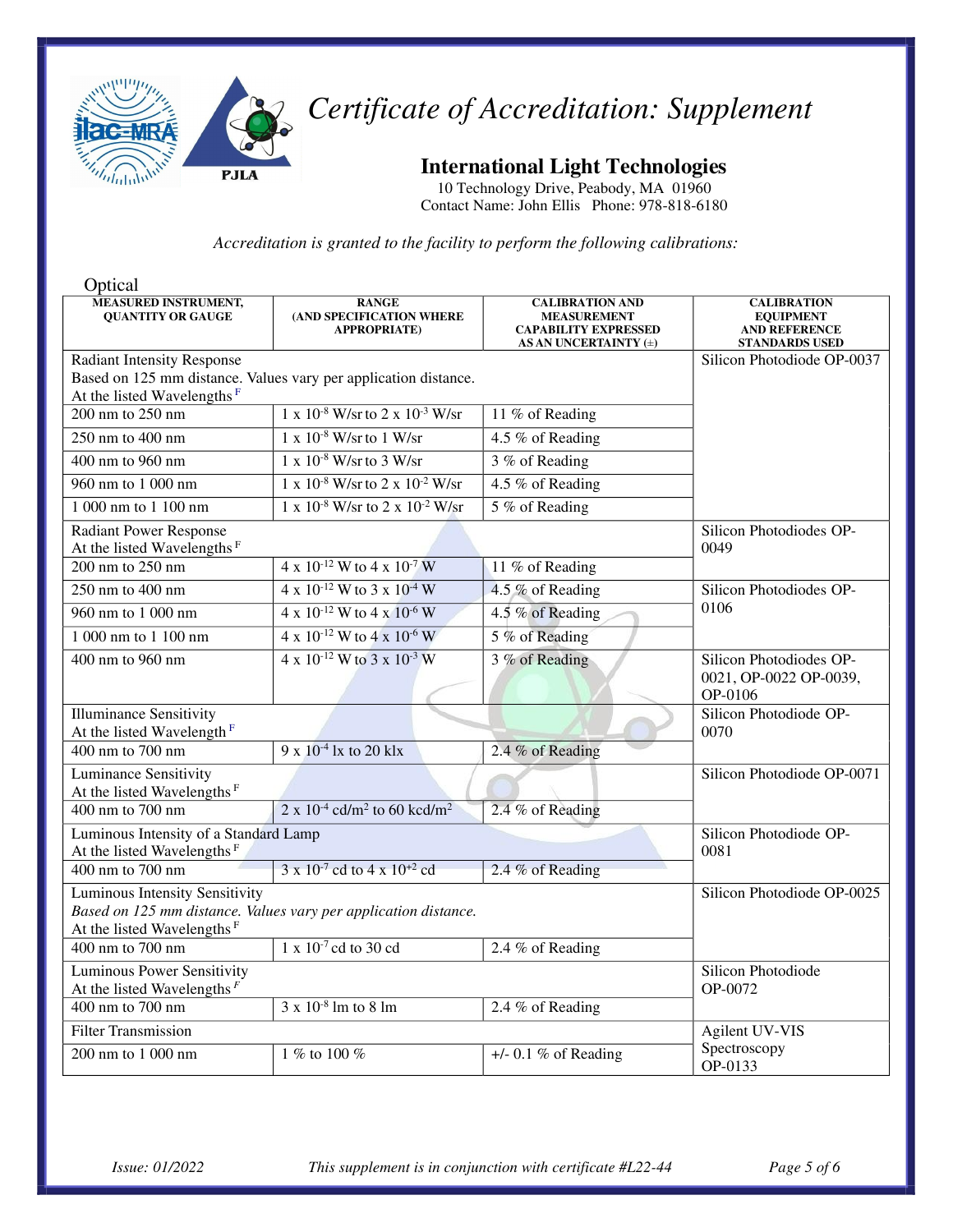# *Certificate of Accreditation: Supplement*

## International Light Technologies

10 Technology Drive, Peabody, MA 01960
Contact Name: John Ellis Phone: 978-818-6180

*Accreditation is granted to the facility to perform the following calibrations:*

### Optical

| MEASURED INSTRUMENT, QUANTITY OR GAUGE | RANGE (AND SPECIFICATION WHERE APPROPRIATE) | CALIBRATION AND MEASUREMENT CAPABILITY EXPRESSED AS AN UNCERTAINTY (±) | CALIBRATION EQUIPMENT AND REFERENCE STANDARDS USED |
|---|---|---|---|
| Radiant Intensity Response<br>Based on 125 mm distance. Values vary per application distance.<br>At the listed Wavelengths [F] | | | Silicon Photodiode OP-0037 |
| 200 nm to 250 nm | $1 \times 10^{-8}$ W/sr to $2 \times 10^{-3}$ W/sr | 11 % of Reading | |
| 250 nm to 400 nm | $1 \times 10^{-8}$ W/sr to 1 W/sr | 4.5 % of Reading | |
| 400 nm to 960 nm | $1 \times 10^{-8}$ W/sr to 3 W/sr | 3 % of Reading | |
| 960 nm to 1 000 nm | $1 \times 10^{-8}$ W/sr to $2 \times 10^{-2}$ W/sr | 4.5 % of Reading | |
| 1 000 nm to 1 100 nm | $1 \times 10^{-8}$ W/sr to $2 \times 10^{-2}$ W/sr | 5 % of Reading | |
| Radiant Power Response<br>At the listed Wavelengths [F] | | | Silicon Photodiodes OP-0049 |
| 200 nm to 250 nm | $4 \times 10^{-12}$ W to $4 \times 10^{-7}$ W | 11 % of Reading | |
| 250 nm to 400 nm | $4 \times 10^{-12}$ W to $3 \times 10^{-4}$ W | 4.5 % of Reading | Silicon Photodiodes OP-0106 |
| 960 nm to 1 000 nm | $4 \times 10^{-12}$ W to $4 \times 10^{-6}$ W | 4.5 % of Reading | |
| 1 000 nm to 1 100 nm | $4 \times 10^{-12}$ W to $4 \times 10^{-6}$ W | 5 % of Reading | |
| 400 nm to 960 nm | $4 \times 10^{-12}$ W to $3 \times 10^{-3}$ W | 3 % of Reading | Silicon Photodiodes OP-0021, OP-0022 OP-0039, OP-0106 |
| Illuminance Sensitivity<br>At the listed Wavelength [F] | | | Silicon Photodiode OP-0070 |
| 400 nm to 700 nm | $9 \times 10^{-4}$ lx to 20 klx | 2.4 % of Reading | |
| Luminance Sensitivity<br>At the listed Wavelengths [F] | | | Silicon Photodiode OP-0071 |
| 400 nm to 700 nm | $2 \times 10^{-4}$ cd/m² to 60 kcd/m² | 2.4 % of Reading | |
| Luminous Intensity of a Standard Lamp<br>At the listed Wavelengths [F] | | | Silicon Photodiode OP-0081 |
| 400 nm to 700 nm | $3 \times 10^{-7}$ cd to $4 \times 10^{+2}$ cd | 2.4 % of Reading | |
| Luminous Intensity Sensitivity<br>*Based on 125 mm distance. Values vary per application distance.*<br>At the listed Wavelengths [F] | | | Silicon Photodiode OP-0025 |
| 400 nm to 700 nm | $1 \times 10^{-7}$ cd to 30 cd | 2.4 % of Reading | |
| Luminous Power Sensitivity<br>At the listed Wavelengths [F] | | | Silicon Photodiode OP-0072 |
| 400 nm to 700 nm | $3 \times 10^{-8}$ lm to 8 lm | 2.4 % of Reading | |
| Filter Transmission | | | Agilent UV-VIS Spectroscopy OP-0133 |
| 200 nm to 1 000 nm | 1 % to 100 % | +/- 0.1 % of Reading | |

*Issue: 01/2022* *This supplement is in conjunction with certificate #L22-44*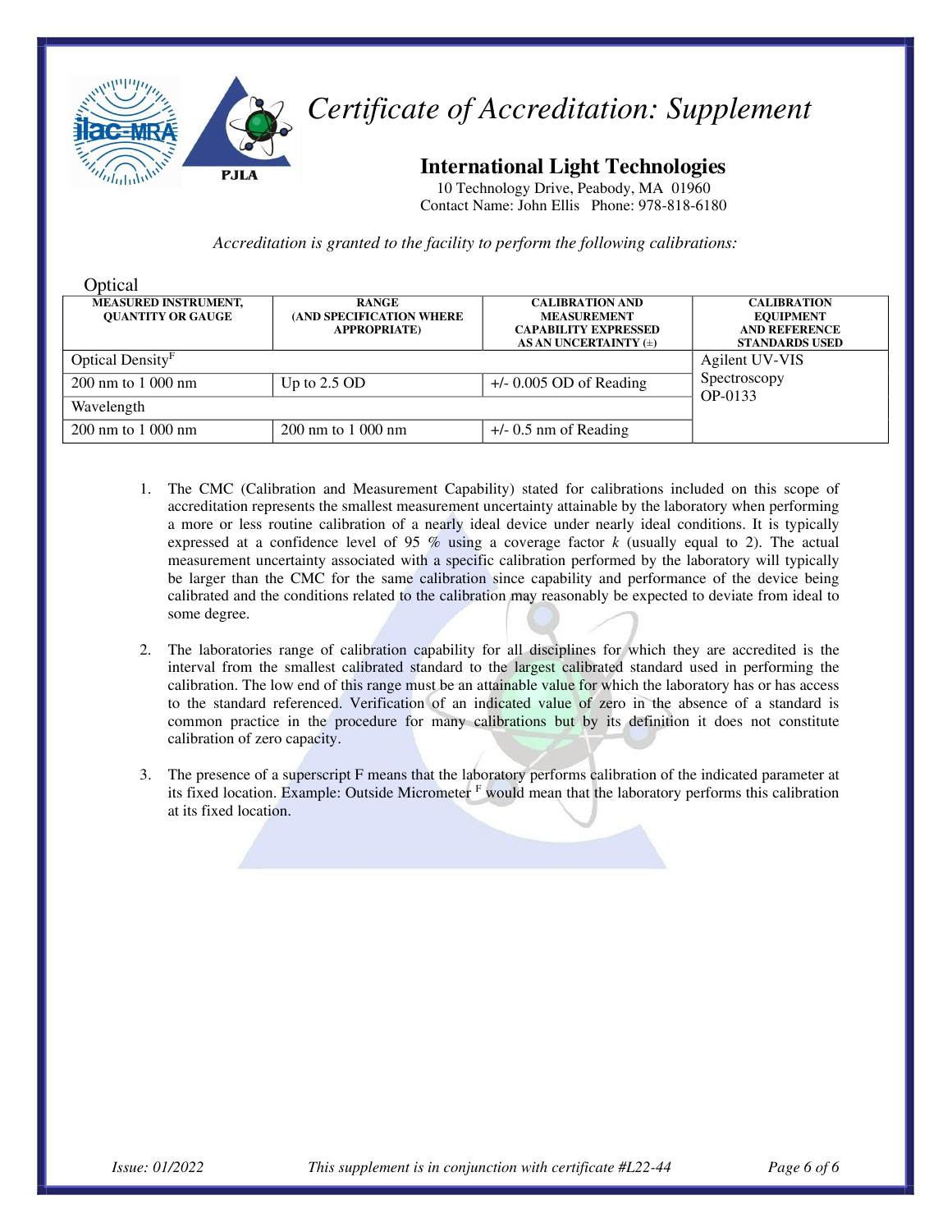# *Certificate of Accreditation: Supplement*

## International Light Technologies

10 Technology Drive, Peabody, MA 01960
Contact Name: John Ellis Phone: 978-818-6180

*Accreditation is granted to the facility to perform the following calibrations:*

Optical

| MEASURED INSTRUMENT, QUANTITY OR GAUGE | RANGE (AND SPECIFICATION WHERE APPROPRIATE) | CALIBRATION AND MEASUREMENT CAPABILITY EXPRESSED AS AN UNCERTAINTY (±) | CALIBRATION EQUIPMENT AND REFERENCE STANDARDS USED |
|---|---|---|---|
| Optical Density$^F$ | | | Agilent UV-VIS Spectroscopy OP-0133 |
| 200 nm to 1 000 nm | Up to 2.5 OD | +/- 0.005 OD of Reading | |
| Wavelength | | | |
| 200 nm to 1 000 nm | 200 nm to 1 000 nm | +/- 0.5 nm of Reading | |

1. The CMC (Calibration and Measurement Capability) stated for calibrations included on this scope of accreditation represents the smallest measurement uncertainty attainable by the laboratory when performing a more or less routine calibration of a nearly ideal device under nearly ideal conditions. It is typically expressed at a confidence level of 95 % using a coverage factor *k* (usually equal to 2). The actual measurement uncertainty associated with a specific calibration performed by the laboratory will typically be larger than the CMC for the same calibration since capability and performance of the device being calibrated and the conditions related to the calibration may reasonably be expected to deviate from ideal to some degree.

2. The laboratories range of calibration capability for all disciplines for which they are accredited is the interval from the smallest calibrated standard to the largest calibrated standard used in performing the calibration. The low end of this range must be an attainable value for which the laboratory has or has access to the standard referenced. Verification of an indicated value of zero in the absence of a standard is common practice in the procedure for many calibrations but by its definition it does not constitute calibration of zero capacity.

3. The presence of a superscript F means that the laboratory performs calibration of the indicated parameter at its fixed location. Example: Outside Micrometer $^F$ would mean that the laboratory performs this calibration at its fixed location.

*Issue: 01/2022* *This supplement is in conjunction with certificate #L22-44*